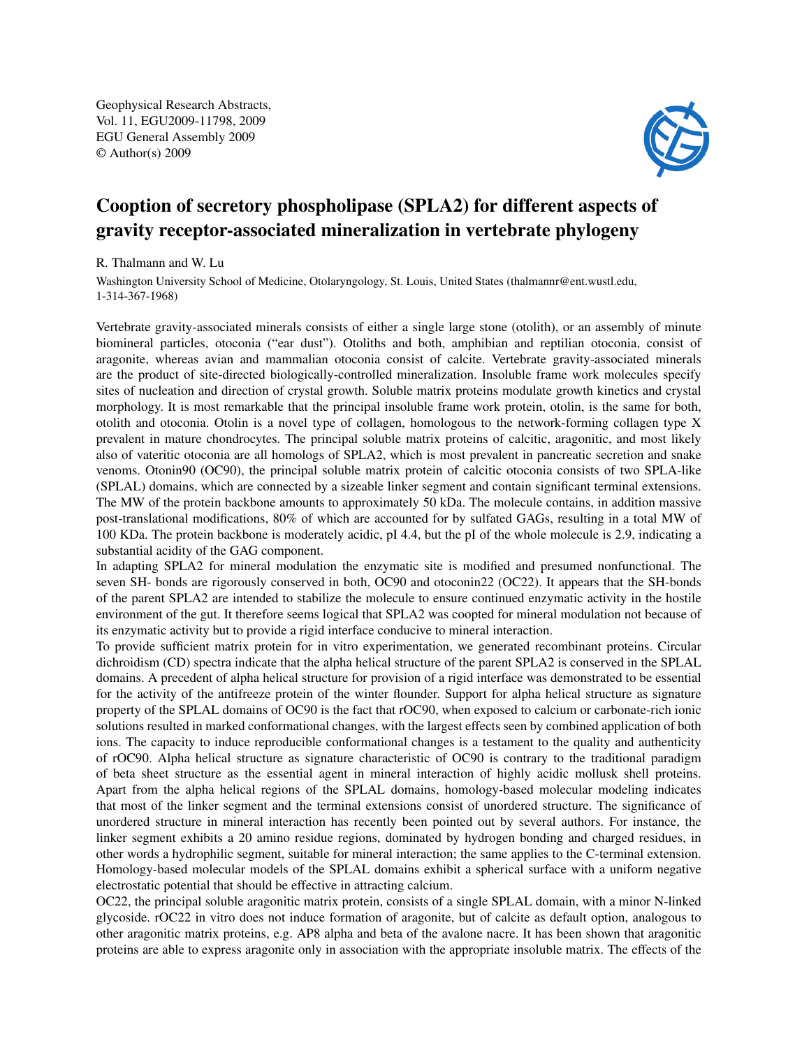Geophysical Research Abstracts,
Vol. 11, EGU2009-11798, 2009
EGU General Assembly 2009
© Author(s) 2009

# Cooption of secretory phospholipase (SPLA2) for different aspects of gravity receptor-associated mineralization in vertebrate phylogeny

R. Thalmann and W. Lu

Washington University School of Medicine, Otolaryngology, St. Louis, United States (thalmannr@ent.wustl.edu, 1-314-367-1968)

Vertebrate gravity-associated minerals consists of either a single large stone (otolith), or an assembly of minute biomineral particles, otoconia ("ear dust"). Otoliths and both, amphibian and reptilian otoconia, consist of aragonite, whereas avian and mammalian otoconia consist of calcite. Vertebrate gravity-associated minerals are the product of site-directed biologically-controlled mineralization. Insoluble frame work molecules specify sites of nucleation and direction of crystal growth. Soluble matrix proteins modulate growth kinetics and crystal morphology. It is most remarkable that the principal insoluble frame work protein, otolin, is the same for both, otolith and otoconia. Otolin is a novel type of collagen, homologous to the network-forming collagen type X prevalent in mature chondrocytes. The principal soluble matrix proteins of calcitic, aragonitic, and most likely also of vateritic otoconia are all homologs of SPLA2, which is most prevalent in pancreatic secretion and snake venoms. Otonin90 (OC90), the principal soluble matrix protein of calcitic otoconia consists of two SPLA-like (SPLAL) domains, which are connected by a sizeable linker segment and contain significant terminal extensions. The MW of the protein backbone amounts to approximately 50 kDa. The molecule contains, in addition massive post-translational modifications, 80% of which are accounted for by sulfated GAGs, resulting in a total MW of 100 KDa. The protein backbone is moderately acidic, pI 4.4, but the pI of the whole molecule is 2.9, indicating a substantial acidity of the GAG component.

In adapting SPLA2 for mineral modulation the enzymatic site is modified and presumed nonfunctional. The seven SH- bonds are rigorously conserved in both, OC90 and otoconin22 (OC22). It appears that the SH-bonds of the parent SPLA2 are intended to stabilize the molecule to ensure continued enzymatic activity in the hostile environment of the gut. It therefore seems logical that SPLA2 was coopted for mineral modulation not because of its enzymatic activity but to provide a rigid interface conducive to mineral interaction.

To provide sufficient matrix protein for in vitro experimentation, we generated recombinant proteins. Circular dichroidism (CD) spectra indicate that the alpha helical structure of the parent SPLA2 is conserved in the SPLAL domains. A precedent of alpha helical structure for provision of a rigid interface was demonstrated to be essential for the activity of the antifreeze protein of the winter flounder. Support for alpha helical structure as signature property of the SPLAL domains of OC90 is the fact that rOC90, when exposed to calcium or carbonate-rich ionic solutions resulted in marked conformational changes, with the largest effects seen by combined application of both ions. The capacity to induce reproducible conformational changes is a testament to the quality and authenticity of rOC90. Alpha helical structure as signature characteristic of OC90 is contrary to the traditional paradigm of beta sheet structure as the essential agent in mineral interaction of highly acidic mollusk shell proteins. Apart from the alpha helical regions of the SPLAL domains, homology-based molecular modeling indicates that most of the linker segment and the terminal extensions consist of unordered structure. The significance of unordered structure in mineral interaction has recently been pointed out by several authors. For instance, the linker segment exhibits a 20 amino residue regions, dominated by hydrogen bonding and charged residues, in other words a hydrophilic segment, suitable for mineral interaction; the same applies to the C-terminal extension. Homology-based molecular models of the SPLAL domains exhibit a spherical surface with a uniform negative electrostatic potential that should be effective in attracting calcium.

OC22, the principal soluble aragonitic matrix protein, consists of a single SPLAL domain, with a minor N-linked glycoside. rOC22 in vitro does not induce formation of aragonite, but of calcite as default option, analogous to other aragonitic matrix proteins, e.g. AP8 alpha and beta of the avalone nacre. It has been shown that aragonitic proteins are able to express aragonite only in association with the appropriate insoluble matrix. The effects of the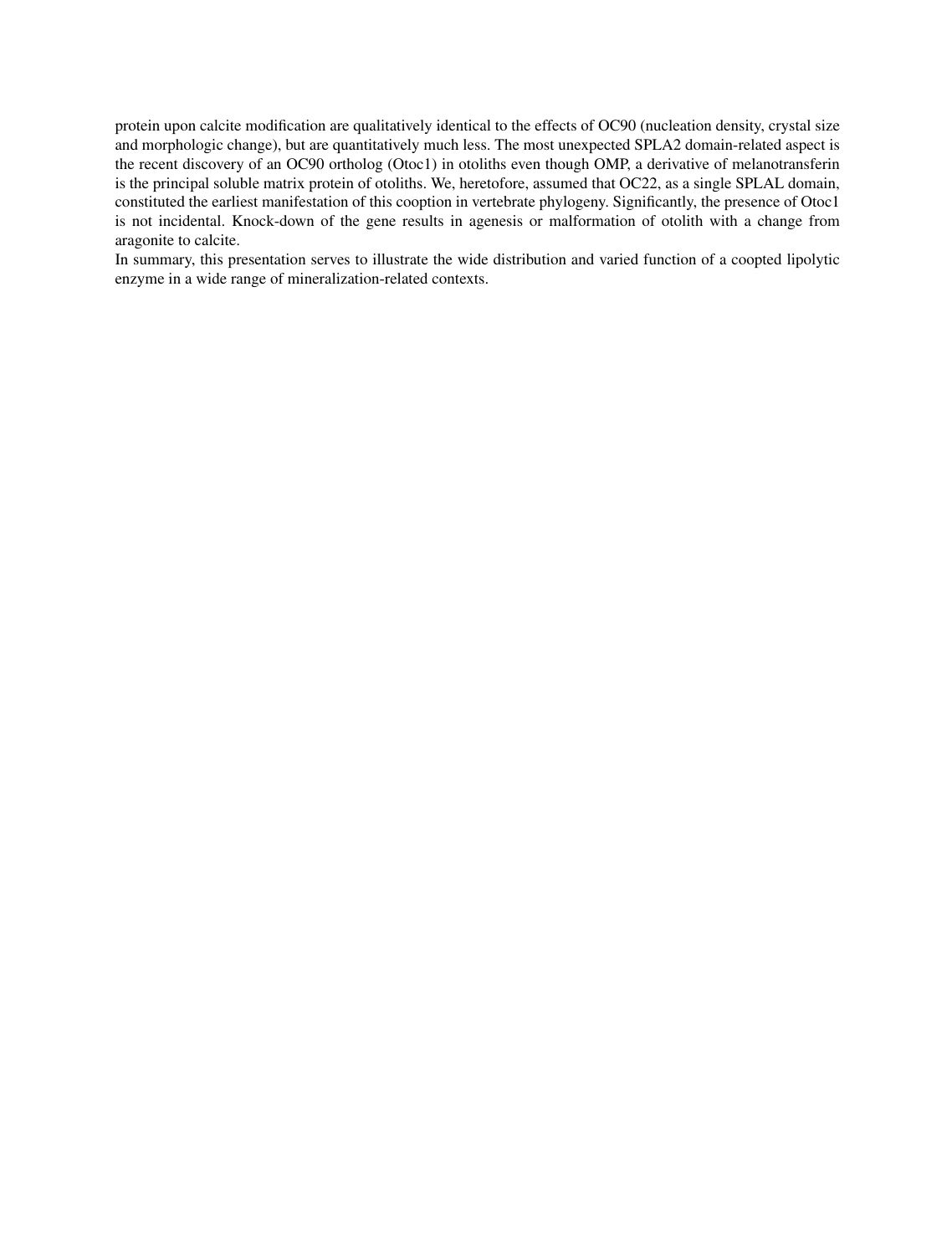protein upon calcite modification are qualitatively identical to the effects of OC90 (nucleation density, crystal size and morphologic change), but are quantitatively much less. The most unexpected SPLA2 domain-related aspect is the recent discovery of an OC90 ortholog (Otoc1) in otoliths even though OMP, a derivative of melanotransferin is the principal soluble matrix protein of otoliths. We, heretofore, assumed that OC22, as a single SPLAL domain, constituted the earliest manifestation of this cooption in vertebrate phylogeny. Significantly, the presence of Otoc1 is not incidental. Knock-down of the gene results in agenesis or malformation of otolith with a change from aragonite to calcite.

In summary, this presentation serves to illustrate the wide distribution and varied function of a coopted lipolytic enzyme in a wide range of mineralization-related contexts.